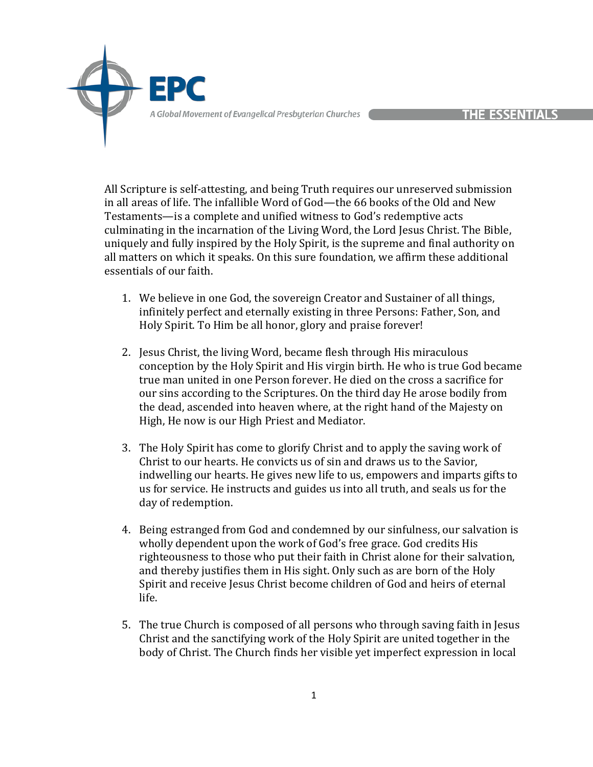# EPC

*A Global Movement of Evangelical Presbyterian Churches*

## THE ESSENTIALS

All Scripture is self-attesting, and being Truth requires our unreserved submission in all areas of life. The infallible Word of God—the 66 books of the Old and New Testaments—is a complete and unified witness to God's redemptive acts culminating in the incarnation of the Living Word, the Lord Jesus Christ. The Bible, uniquely and fully inspired by the Holy Spirit, is the supreme and final authority on all matters on which it speaks. On this sure foundation, we affirm these additional essentials of our faith.

1. We believe in one God, the sovereign Creator and Sustainer of all things, infinitely perfect and eternally existing in three Persons: Father, Son, and Holy Spirit. To Him be all honor, glory and praise forever!

2. Jesus Christ, the living Word, became flesh through His miraculous conception by the Holy Spirit and His virgin birth. He who is true God became true man united in one Person forever. He died on the cross a sacrifice for our sins according to the Scriptures. On the third day He arose bodily from the dead, ascended into heaven where, at the right hand of the Majesty on High, He now is our High Priest and Mediator.

3. The Holy Spirit has come to glorify Christ and to apply the saving work of Christ to our hearts. He convicts us of sin and draws us to the Savior, indwelling our hearts. He gives new life to us, empowers and imparts gifts to us for service. He instructs and guides us into all truth, and seals us for the day of redemption.

4. Being estranged from God and condemned by our sinfulness, our salvation is wholly dependent upon the work of God's free grace. God credits His righteousness to those who put their faith in Christ alone for their salvation, and thereby justifies them in His sight. Only such as are born of the Holy Spirit and receive Jesus Christ become children of God and heirs of eternal life.

5. The true Church is composed of all persons who through saving faith in Jesus Christ and the sanctifying work of the Holy Spirit are united together in the body of Christ. The Church finds her visible yet imperfect expression in local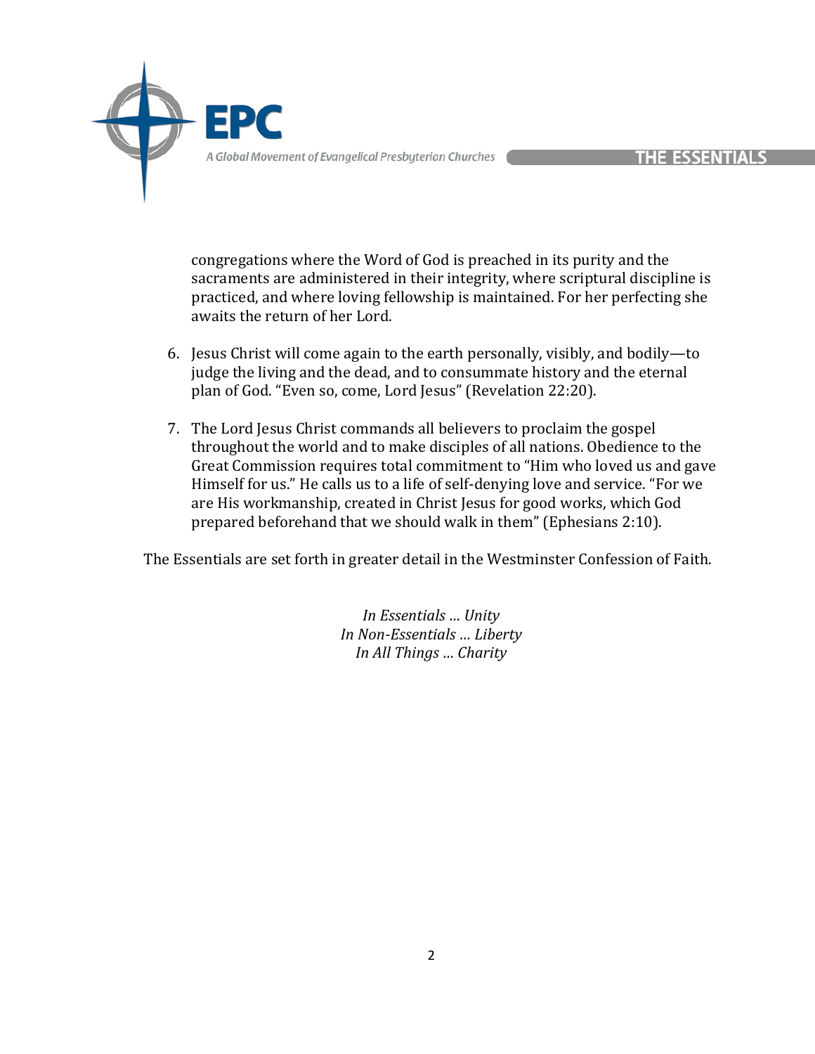congregations where the Word of God is preached in its purity and the sacraments are administered in their integrity, where scriptural discipline is practiced, and where loving fellowship is maintained. For her perfecting she awaits the return of her Lord.

6. Jesus Christ will come again to the earth personally, visibly, and bodily—to judge the living and the dead, and to consummate history and the eternal plan of God. "Even so, come, Lord Jesus" (Revelation 22:20).

7. The Lord Jesus Christ commands all believers to proclaim the gospel throughout the world and to make disciples of all nations. Obedience to the Great Commission requires total commitment to "Him who loved us and gave Himself for us." He calls us to a life of self-denying love and service. "For we are His workmanship, created in Christ Jesus for good works, which God prepared beforehand that we should walk in them" (Ephesians 2:10).

The Essentials are set forth in greater detail in the Westminster Confession of Faith.

*In Essentials … Unity*
*In Non-Essentials … Liberty*
*In All Things … Charity*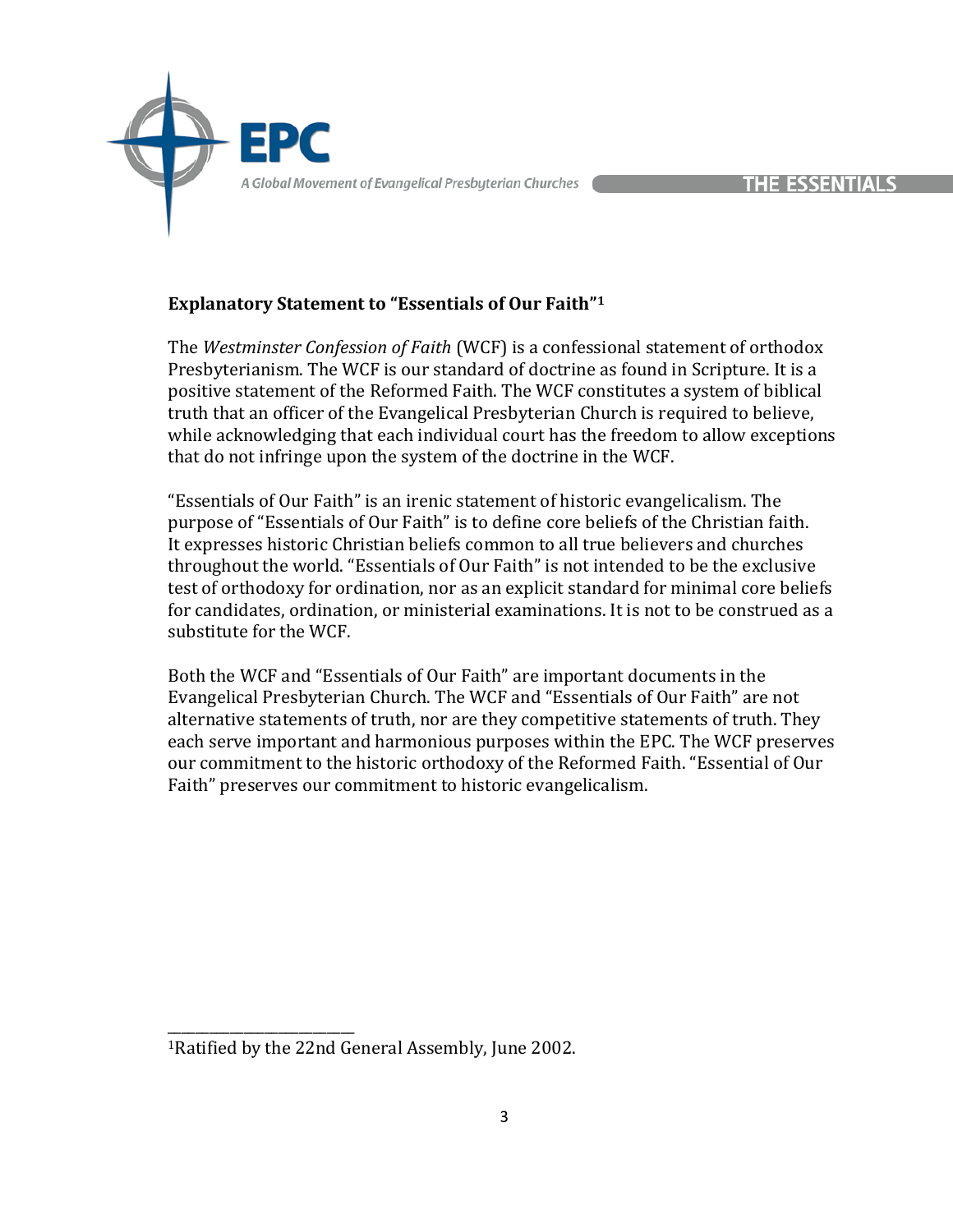**Explanatory Statement to "Essentials of Our Faith"[1]**

The *Westminster Confession of Faith* (WCF) is a confessional statement of orthodox Presbyterianism. The WCF is our standard of doctrine as found in Scripture. It is a positive statement of the Reformed Faith. The WCF constitutes a system of biblical truth that an officer of the Evangelical Presbyterian Church is required to believe, while acknowledging that each individual court has the freedom to allow exceptions that do not infringe upon the system of the doctrine in the WCF.

"Essentials of Our Faith" is an irenic statement of historic evangelicalism. The purpose of "Essentials of Our Faith" is to define core beliefs of the Christian faith. It expresses historic Christian beliefs common to all true believers and churches throughout the world. "Essentials of Our Faith" is not intended to be the exclusive test of orthodoxy for ordination, nor as an explicit standard for minimal core beliefs for candidates, ordination, or ministerial examinations. It is not to be construed as a substitute for the WCF.

Both the WCF and "Essentials of Our Faith" are important documents in the Evangelical Presbyterian Church. The WCF and "Essentials of Our Faith" are not alternative statements of truth, nor are they competitive statements of truth. They each serve important and harmonious purposes within the EPC. The WCF preserves our commitment to the historic orthodoxy of the Reformed Faith. "Essential of Our Faith" preserves our commitment to historic evangelicalism.

---

[1]Ratified by the 22nd General Assembly, June 2002.